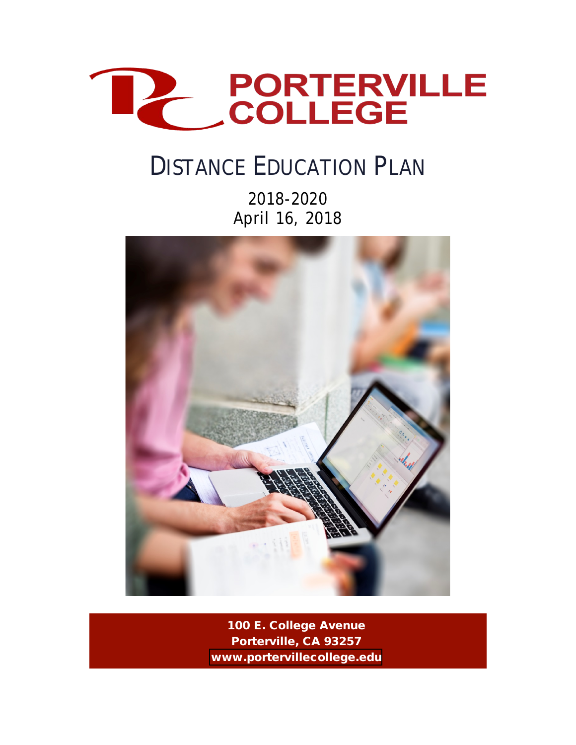# PORTERVILLE COLLEGE

# DISTANCE EDUCATION PLAN

2018-2020

April 16, 2018

**100 E. College Avenue**
**Porterville, CA 93257**
**www.portervillecollege.edu**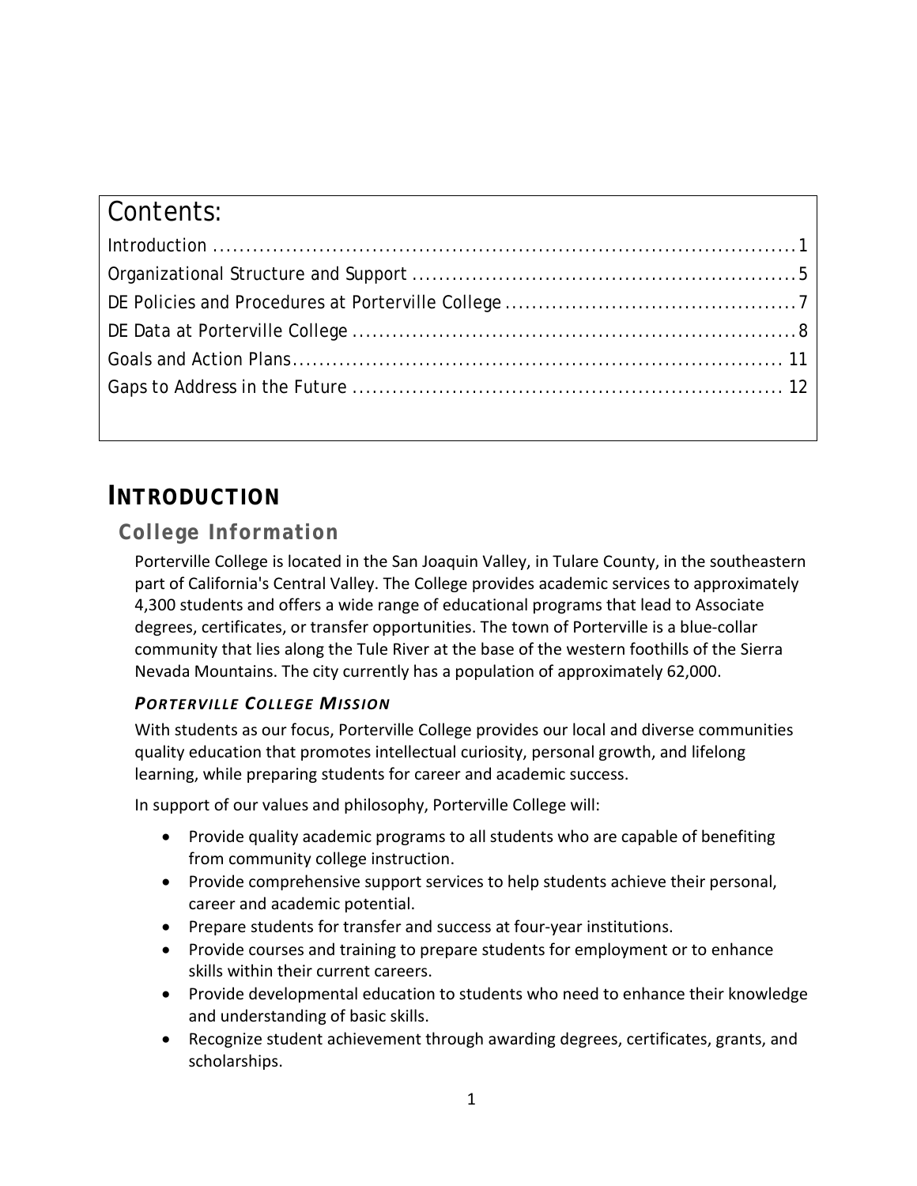## Contents:

Introduction ..................................................................................... 1
Organizational Structure and Support ................................................... 5
DE Policies and Procedures at Porterville College ...................................... 7
DE Data at Porterville College ........................................................... 8
Goals and Action Plans.................................................................... 11
Gaps to Address in the Future ........................................................... 12

# INTRODUCTION

## College Information

Porterville College is located in the San Joaquin Valley, in Tulare County, in the southeastern part of California's Central Valley. The College provides academic services to approximately 4,300 students and offers a wide range of educational programs that lead to Associate degrees, certificates, or transfer opportunities. The town of Porterville is a blue-collar community that lies along the Tule River at the base of the western foothills of the Sierra Nevada Mountains. The city currently has a population of approximately 62,000.

### *PORTERVILLE COLLEGE MISSION*

With students as our focus, Porterville College provides our local and diverse communities quality education that promotes intellectual curiosity, personal growth, and lifelong learning, while preparing students for career and academic success.

In support of our values and philosophy, Porterville College will:

- Provide quality academic programs to all students who are capable of benefiting from community college instruction.
- Provide comprehensive support services to help students achieve their personal, career and academic potential.
- Prepare students for transfer and success at four-year institutions.
- Provide courses and training to prepare students for employment or to enhance skills within their current careers.
- Provide developmental education to students who need to enhance their knowledge and understanding of basic skills.
- Recognize student achievement through awarding degrees, certificates, grants, and scholarships.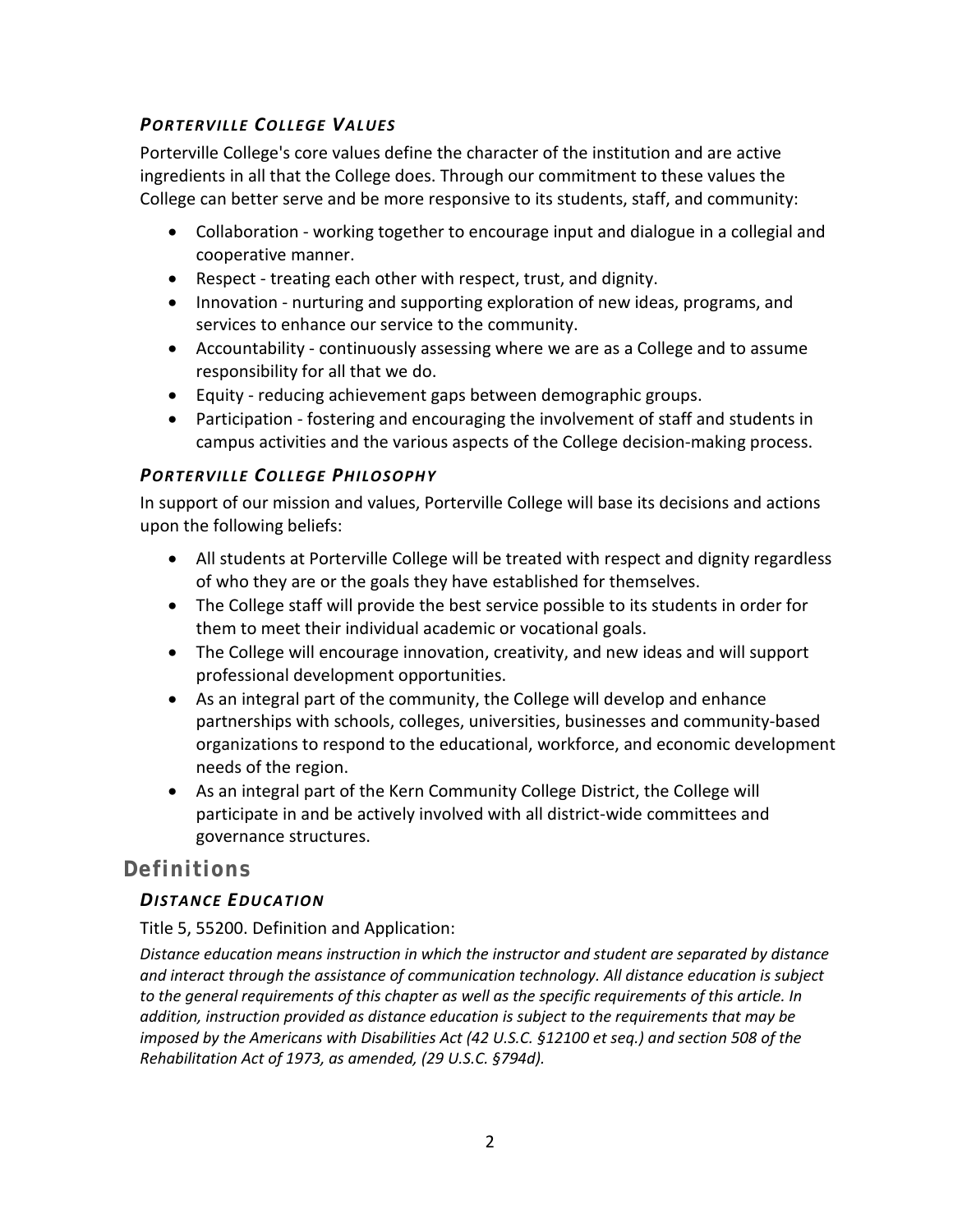### *Porterville College Values*

Porterville College's core values define the character of the institution and are active ingredients in all that the College does. Through our commitment to these values the College can better serve and be more responsive to its students, staff, and community:

- Collaboration - working together to encourage input and dialogue in a collegial and cooperative manner.
- Respect - treating each other with respect, trust, and dignity.
- Innovation - nurturing and supporting exploration of new ideas, programs, and services to enhance our service to the community.
- Accountability - continuously assessing where we are as a College and to assume responsibility for all that we do.
- Equity - reducing achievement gaps between demographic groups.
- Participation - fostering and encouraging the involvement of staff and students in campus activities and the various aspects of the College decision-making process.

### *Porterville College Philosophy*

In support of our mission and values, Porterville College will base its decisions and actions upon the following beliefs:

- All students at Porterville College will be treated with respect and dignity regardless of who they are or the goals they have established for themselves.
- The College staff will provide the best service possible to its students in order for them to meet their individual academic or vocational goals.
- The College will encourage innovation, creativity, and new ideas and will support professional development opportunities.
- As an integral part of the community, the College will develop and enhance partnerships with schools, colleges, universities, businesses and community-based organizations to respond to the educational, workforce, and economic development needs of the region.
- As an integral part of the Kern Community College District, the College will participate in and be actively involved with all district-wide committees and governance structures.

## Definitions

### *Distance Education*

Title 5, 55200. Definition and Application:

*Distance education means instruction in which the instructor and student are separated by distance and interact through the assistance of communication technology. All distance education is subject to the general requirements of this chapter as well as the specific requirements of this article. In addition, instruction provided as distance education is subject to the requirements that may be imposed by the Americans with Disabilities Act (42 U.S.C. §12100 et seq.) and section 508 of the Rehabilitation Act of 1973, as amended, (29 U.S.C. §794d).*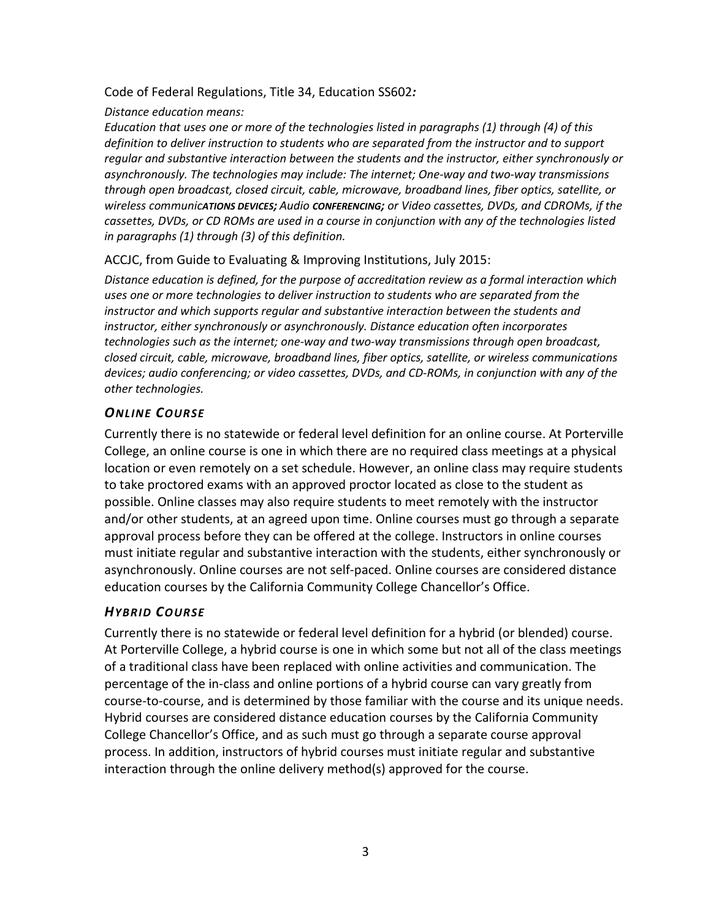Code of Federal Regulations, Title 34, Education SS602***:***

*Distance education means:*

*Education that uses one or more of the technologies listed in paragraphs (1) through (4) of this definition to deliver instruction to students who are separated from the instructor and to support regular and substantive interaction between the students and the instructor, either synchronously or asynchronously. The technologies may include: The internet; One-way and two-way transmissions through open broadcast, closed circuit, cable, microwave, broadband lines, fiber optics, satellite, or wireless communic**ations devices**; Audio **conferencing**; or Video cassettes, DVDs, and CDROMs, if the cassettes, DVDs, or CD ROMs are used in a course in conjunction with any of the technologies listed in paragraphs (1) through (3) of this definition.*

ACCJC, from Guide to Evaluating & Improving Institutions, July 2015:

*Distance education is defined, for the purpose of accreditation review as a formal interaction which uses one or more technologies to deliver instruction to students who are separated from the instructor and which supports regular and substantive interaction between the students and instructor, either synchronously or asynchronously. Distance education often incorporates technologies such as the internet; one-way and two-way transmissions through open broadcast, closed circuit, cable, microwave, broadband lines, fiber optics, satellite, or wireless communications devices; audio conferencing; or video cassettes, DVDs, and CD-ROMs, in conjunction with any of the other technologies.*

### *Online Course*

Currently there is no statewide or federal level definition for an online course. At Porterville College, an online course is one in which there are no required class meetings at a physical location or even remotely on a set schedule. However, an online class may require students to take proctored exams with an approved proctor located as close to the student as possible. Online classes may also require students to meet remotely with the instructor and/or other students, at an agreed upon time. Online courses must go through a separate approval process before they can be offered at the college. Instructors in online courses must initiate regular and substantive interaction with the students, either synchronously or asynchronously. Online courses are not self-paced. Online courses are considered distance education courses by the California Community College Chancellor's Office.

### *Hybrid Course*

Currently there is no statewide or federal level definition for a hybrid (or blended) course. At Porterville College, a hybrid course is one in which some but not all of the class meetings of a traditional class have been replaced with online activities and communication. The percentage of the in-class and online portions of a hybrid course can vary greatly from course-to-course, and is determined by those familiar with the course and its unique needs. Hybrid courses are considered distance education courses by the California Community College Chancellor's Office, and as such must go through a separate course approval process. In addition, instructors of hybrid courses must initiate regular and substantive interaction through the online delivery method(s) approved for the course.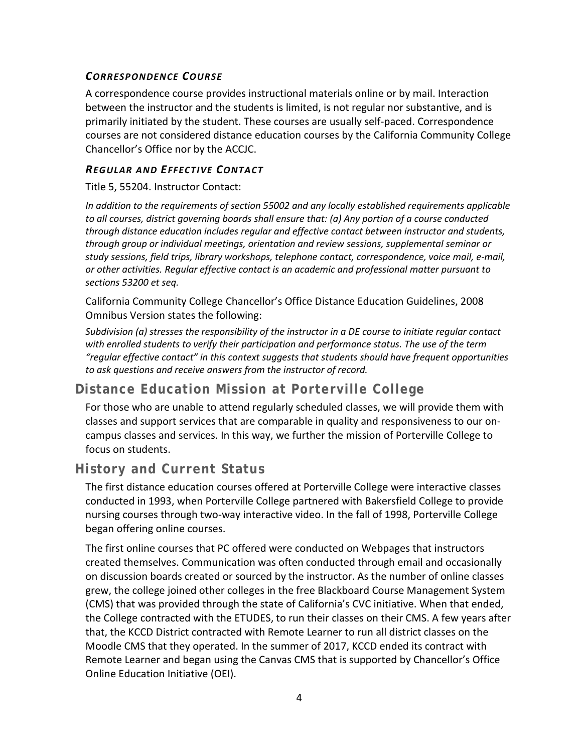#### *Correspondence Course*

A correspondence course provides instructional materials online or by mail. Interaction between the instructor and the students is limited, is not regular nor substantive, and is primarily initiated by the student. These courses are usually self-paced. Correspondence courses are not considered distance education courses by the California Community College Chancellor's Office nor by the ACCJC.

#### *Regular and Effective Contact*

Title 5, 55204. Instructor Contact:

*In addition to the requirements of section 55002 and any locally established requirements applicable to all courses, district governing boards shall ensure that: (a) Any portion of a course conducted through distance education includes regular and effective contact between instructor and students, through group or individual meetings, orientation and review sessions, supplemental seminar or study sessions, field trips, library workshops, telephone contact, correspondence, voice mail, e-mail, or other activities. Regular effective contact is an academic and professional matter pursuant to sections 53200 et seq.*

California Community College Chancellor's Office Distance Education Guidelines, 2008 Omnibus Version states the following:

*Subdivision (a) stresses the responsibility of the instructor in a DE course to initiate regular contact with enrolled students to verify their participation and performance status. The use of the term "regular effective contact" in this context suggests that students should have frequent opportunities to ask questions and receive answers from the instructor of record.*

## Distance Education Mission at Porterville College

For those who are unable to attend regularly scheduled classes, we will provide them with classes and support services that are comparable in quality and responsiveness to our on-campus classes and services. In this way, we further the mission of Porterville College to focus on students.

## History and Current Status

The first distance education courses offered at Porterville College were interactive classes conducted in 1993, when Porterville College partnered with Bakersfield College to provide nursing courses through two-way interactive video. In the fall of 1998, Porterville College began offering online courses.

The first online courses that PC offered were conducted on Webpages that instructors created themselves. Communication was often conducted through email and occasionally on discussion boards created or sourced by the instructor. As the number of online classes grew, the college joined other colleges in the free Blackboard Course Management System (CMS) that was provided through the state of California's CVC initiative. When that ended, the College contracted with the ETUDES, to run their classes on their CMS. A few years after that, the KCCD District contracted with Remote Learner to run all district classes on the Moodle CMS that they operated. In the summer of 2017, KCCD ended its contract with Remote Learner and began using the Canvas CMS that is supported by Chancellor's Office Online Education Initiative (OEI).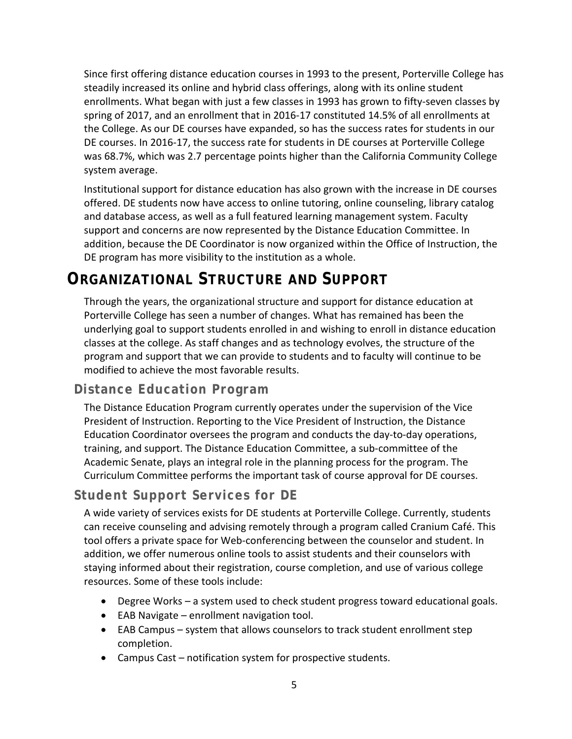Since first offering distance education courses in 1993 to the present, Porterville College has steadily increased its online and hybrid class offerings, along with its online student enrollments. What began with just a few classes in 1993 has grown to fifty-seven classes by spring of 2017, and an enrollment that in 2016-17 constituted 14.5% of all enrollments at the College. As our DE courses have expanded, so has the success rates for students in our DE courses. In 2016-17, the success rate for students in DE courses at Porterville College was 68.7%, which was 2.7 percentage points higher than the California Community College system average.

Institutional support for distance education has also grown with the increase in DE courses offered. DE students now have access to online tutoring, online counseling, library catalog and database access, as well as a full featured learning management system. Faculty support and concerns are now represented by the Distance Education Committee. In addition, because the DE Coordinator is now organized within the Office of Instruction, the DE program has more visibility to the institution as a whole.

# Organizational Structure and Support

Through the years, the organizational structure and support for distance education at Porterville College has seen a number of changes. What has remained has been the underlying goal to support students enrolled in and wishing to enroll in distance education classes at the college. As staff changes and as technology evolves, the structure of the program and support that we can provide to students and to faculty will continue to be modified to achieve the most favorable results.

## Distance Education Program

The Distance Education Program currently operates under the supervision of the Vice President of Instruction. Reporting to the Vice President of Instruction, the Distance Education Coordinator oversees the program and conducts the day-to-day operations, training, and support. The Distance Education Committee, a sub-committee of the Academic Senate, plays an integral role in the planning process for the program. The Curriculum Committee performs the important task of course approval for DE courses.

## Student Support Services for DE

A wide variety of services exists for DE students at Porterville College. Currently, students can receive counseling and advising remotely through a program called Cranium Café. This tool offers a private space for Web-conferencing between the counselor and student. In addition, we offer numerous online tools to assist students and their counselors with staying informed about their registration, course completion, and use of various college resources. Some of these tools include:

- Degree Works – a system used to check student progress toward educational goals.
- EAB Navigate – enrollment navigation tool.
- EAB Campus – system that allows counselors to track student enrollment step completion.
- Campus Cast – notification system for prospective students.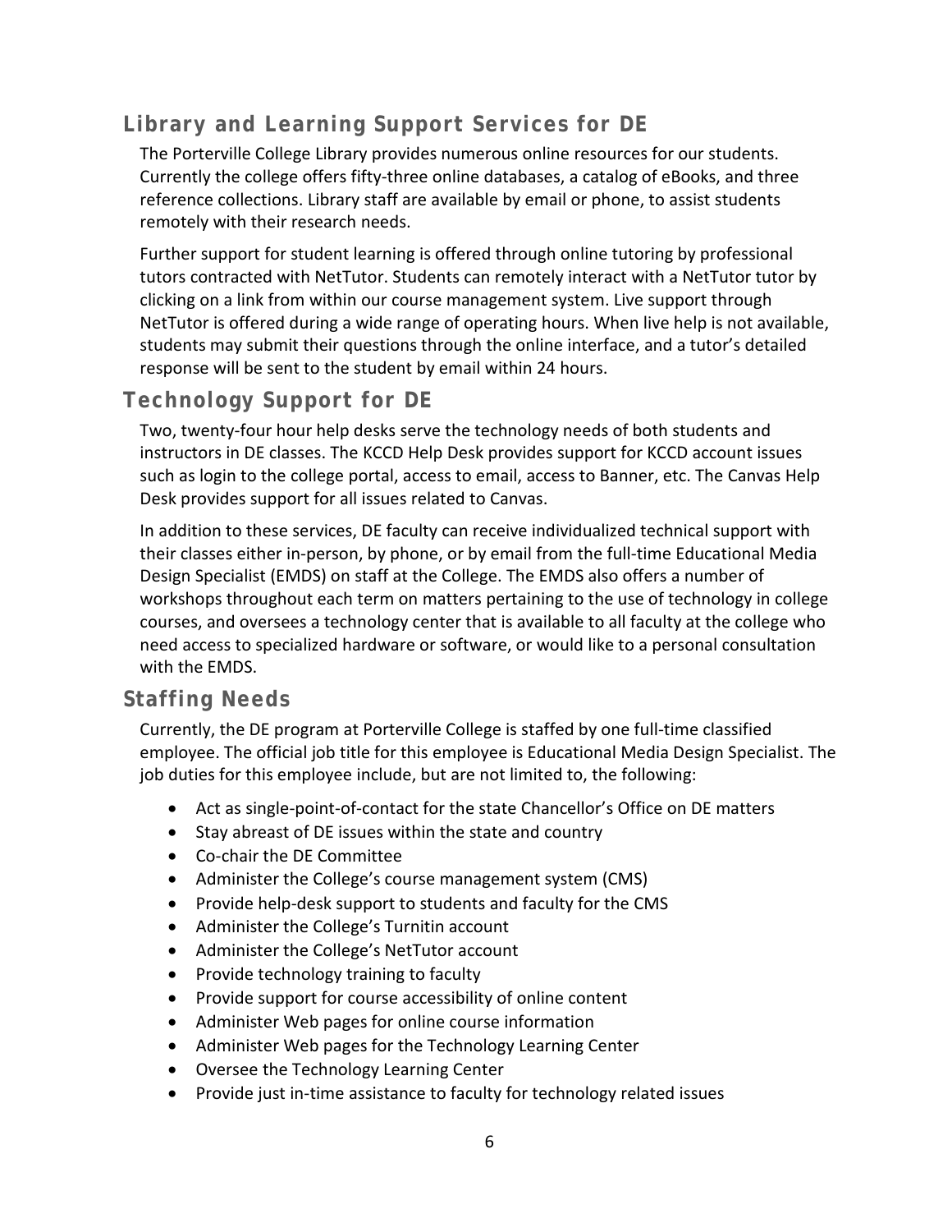## Library and Learning Support Services for DE

The Porterville College Library provides numerous online resources for our students. Currently the college offers fifty-three online databases, a catalog of eBooks, and three reference collections. Library staff are available by email or phone, to assist students remotely with their research needs.

Further support for student learning is offered through online tutoring by professional tutors contracted with NetTutor. Students can remotely interact with a NetTutor tutor by clicking on a link from within our course management system. Live support through NetTutor is offered during a wide range of operating hours. When live help is not available, students may submit their questions through the online interface, and a tutor's detailed response will be sent to the student by email within 24 hours.

## Technology Support for DE

Two, twenty-four hour help desks serve the technology needs of both students and instructors in DE classes. The KCCD Help Desk provides support for KCCD account issues such as login to the college portal, access to email, access to Banner, etc. The Canvas Help Desk provides support for all issues related to Canvas.

In addition to these services, DE faculty can receive individualized technical support with their classes either in-person, by phone, or by email from the full-time Educational Media Design Specialist (EMDS) on staff at the College. The EMDS also offers a number of workshops throughout each term on matters pertaining to the use of technology in college courses, and oversees a technology center that is available to all faculty at the college who need access to specialized hardware or software, or would like to a personal consultation with the EMDS.

## Staffing Needs

Currently, the DE program at Porterville College is staffed by one full-time classified employee. The official job title for this employee is Educational Media Design Specialist. The job duties for this employee include, but are not limited to, the following:

- Act as single-point-of-contact for the state Chancellor's Office on DE matters
- Stay abreast of DE issues within the state and country
- Co-chair the DE Committee
- Administer the College's course management system (CMS)
- Provide help-desk support to students and faculty for the CMS
- Administer the College's Turnitin account
- Administer the College's NetTutor account
- Provide technology training to faculty
- Provide support for course accessibility of online content
- Administer Web pages for online course information
- Administer Web pages for the Technology Learning Center
- Oversee the Technology Learning Center
- Provide just in-time assistance to faculty for technology related issues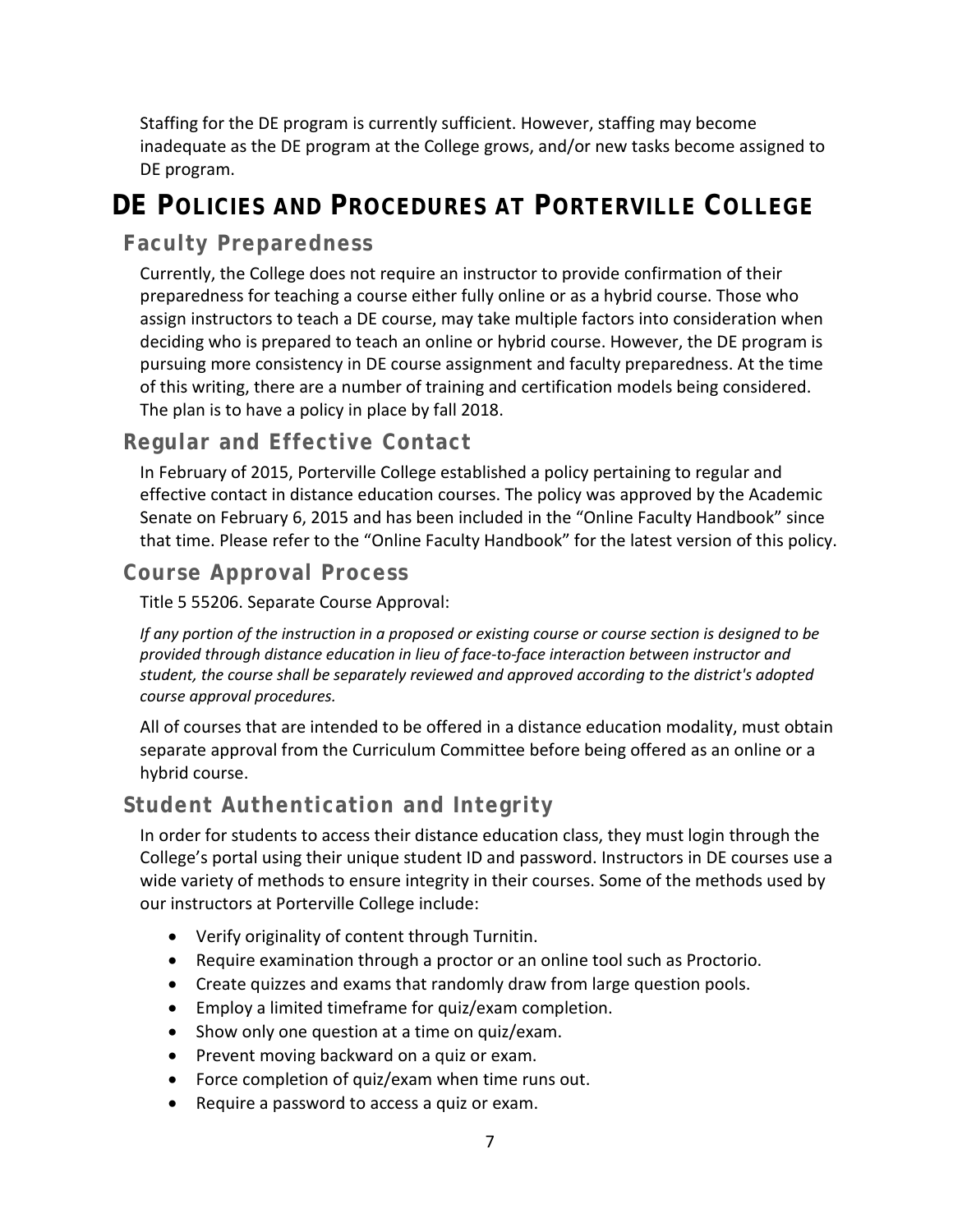Staffing for the DE program is currently sufficient. However, staffing may become inadequate as the DE program at the College grows, and/or new tasks become assigned to DE program.

# DE Policies and Procedures at Porterville College

## Faculty Preparedness

Currently, the College does not require an instructor to provide confirmation of their preparedness for teaching a course either fully online or as a hybrid course. Those who assign instructors to teach a DE course, may take multiple factors into consideration when deciding who is prepared to teach an online or hybrid course. However, the DE program is pursuing more consistency in DE course assignment and faculty preparedness. At the time of this writing, there are a number of training and certification models being considered. The plan is to have a policy in place by fall 2018.

## Regular and Effective Contact

In February of 2015, Porterville College established a policy pertaining to regular and effective contact in distance education courses. The policy was approved by the Academic Senate on February 6, 2015 and has been included in the "Online Faculty Handbook" since that time. Please refer to the "Online Faculty Handbook" for the latest version of this policy.

## Course Approval Process

Title 5 55206. Separate Course Approval:

*If any portion of the instruction in a proposed or existing course or course section is designed to be provided through distance education in lieu of face-to-face interaction between instructor and student, the course shall be separately reviewed and approved according to the district's adopted course approval procedures.*

All of courses that are intended to be offered in a distance education modality, must obtain separate approval from the Curriculum Committee before being offered as an online or a hybrid course.

## Student Authentication and Integrity

In order for students to access their distance education class, they must login through the College's portal using their unique student ID and password. Instructors in DE courses use a wide variety of methods to ensure integrity in their courses. Some of the methods used by our instructors at Porterville College include:

- Verify originality of content through Turnitin.
- Require examination through a proctor or an online tool such as Proctorio.
- Create quizzes and exams that randomly draw from large question pools.
- Employ a limited timeframe for quiz/exam completion.
- Show only one question at a time on quiz/exam.
- Prevent moving backward on a quiz or exam.
- Force completion of quiz/exam when time runs out.
- Require a password to access a quiz or exam.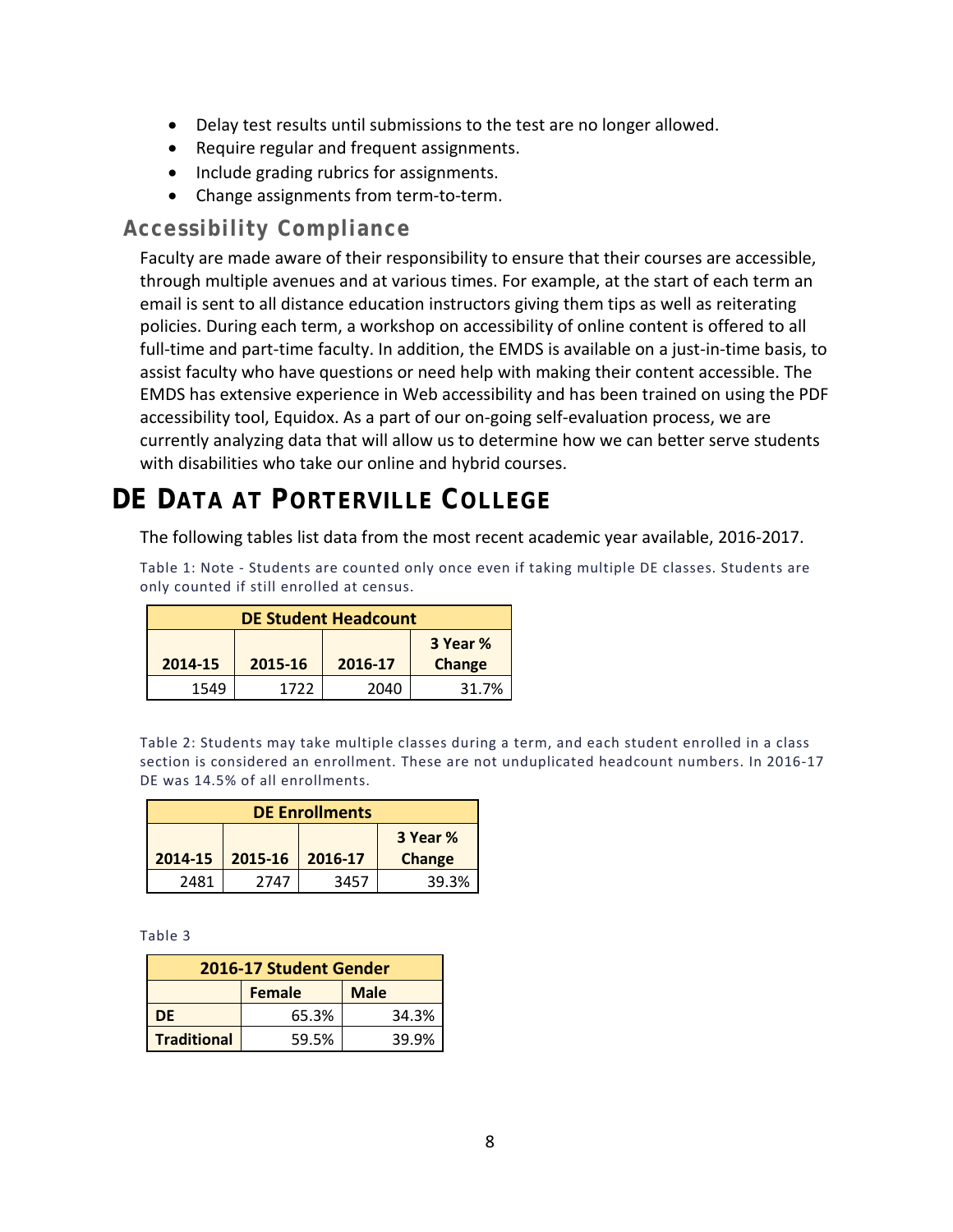- Delay test results until submissions to the test are no longer allowed.
- Require regular and frequent assignments.
- Include grading rubrics for assignments.
- Change assignments from term-to-term.

### Accessibility Compliance

Faculty are made aware of their responsibility to ensure that their courses are accessible, through multiple avenues and at various times. For example, at the start of each term an email is sent to all distance education instructors giving them tips as well as reiterating policies. During each term, a workshop on accessibility of online content is offered to all full-time and part-time faculty. In addition, the EMDS is available on a just-in-time basis, to assist faculty who have questions or need help with making their content accessible. The EMDS has extensive experience in Web accessibility and has been trained on using the PDF accessibility tool, Equidox. As a part of our on-going self-evaluation process, we are currently analyzing data that will allow us to determine how we can better serve students with disabilities who take our online and hybrid courses.

## DE Data at Porterville College

The following tables list data from the most recent academic year available, 2016-2017.

Table 1: Note - Students are counted only once even if taking multiple DE classes. Students are only counted if still enrolled at census.

| DE Student Headcount | | | |
|---|---|---|---|
| 2014-15 | 2015-16 | 2016-17 | 3 Year % Change |
| 1549 | 1722 | 2040 | 31.7% |

Table 2: Students may take multiple classes during a term, and each student enrolled in a class section is considered an enrollment. These are not unduplicated headcount numbers. In 2016-17 DE was 14.5% of all enrollments.

| DE Enrollments | | | |
|---|---|---|---|
| 2014-15 | 2015-16 | 2016-17 | 3 Year % Change |
| 2481 | 2747 | 3457 | 39.3% |

Table 3

| 2016-17 Student Gender | | |
|---|---|---|
| | Female | Male |
| DE | 65.3% | 34.3% |
| Traditional | 59.5% | 39.9% |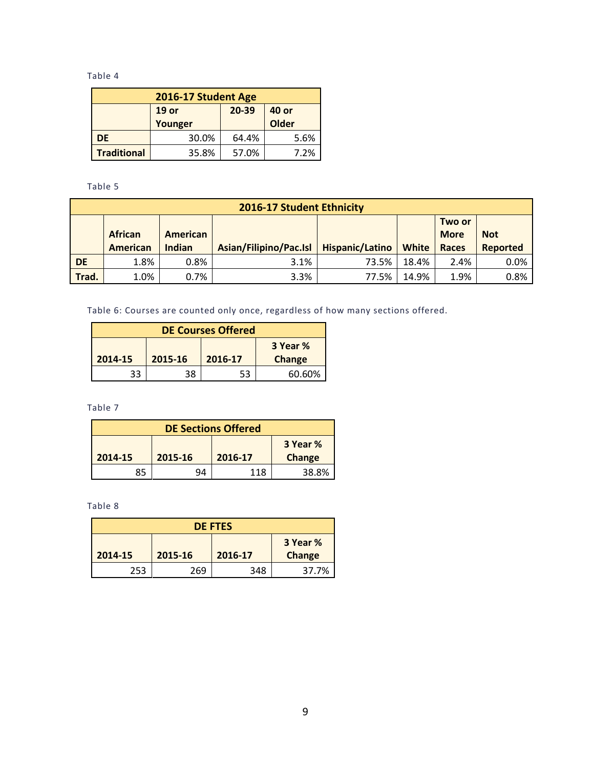Table 4

| 2016-17 Student Age | | | |
|---|---|---|---|
| | 19 or Younger | 20-39 | 40 or Older |
| **DE** | 30.0% | 64.4% | 5.6% |
| **Traditional** | 35.8% | 57.0% | 7.2% |

Table 5

| 2016-17 Student Ethnicity | | | | | | | |
|---|---|---|---|---|---|---|---|
| | African American | American Indian | Asian/Filipino/Pac.Isl | Hispanic/Latino | White | Two or More Races | Not Reported |
| **DE** | 1.8% | 0.8% | 3.1% | 73.5% | 18.4% | 2.4% | 0.0% |
| **Trad.** | 1.0% | 0.7% | 3.3% | 77.5% | 14.9% | 1.9% | 0.8% |

Table 6: Courses are counted only once, regardless of how many sections offered.

| DE Courses Offered | | | |
|---|---|---|---|
| 2014-15 | 2015-16 | 2016-17 | 3 Year % Change |
| 33 | 38 | 53 | 60.60% |

Table 7

| DE Sections Offered | | | |
|---|---|---|---|
| 2014-15 | 2015-16 | 2016-17 | 3 Year % Change |
| 85 | 94 | 118 | 38.8% |

Table 8

| DE FTES | | | |
|---|---|---|---|
| 2014-15 | 2015-16 | 2016-17 | 3 Year % Change |
| 253 | 269 | 348 | 37.7% |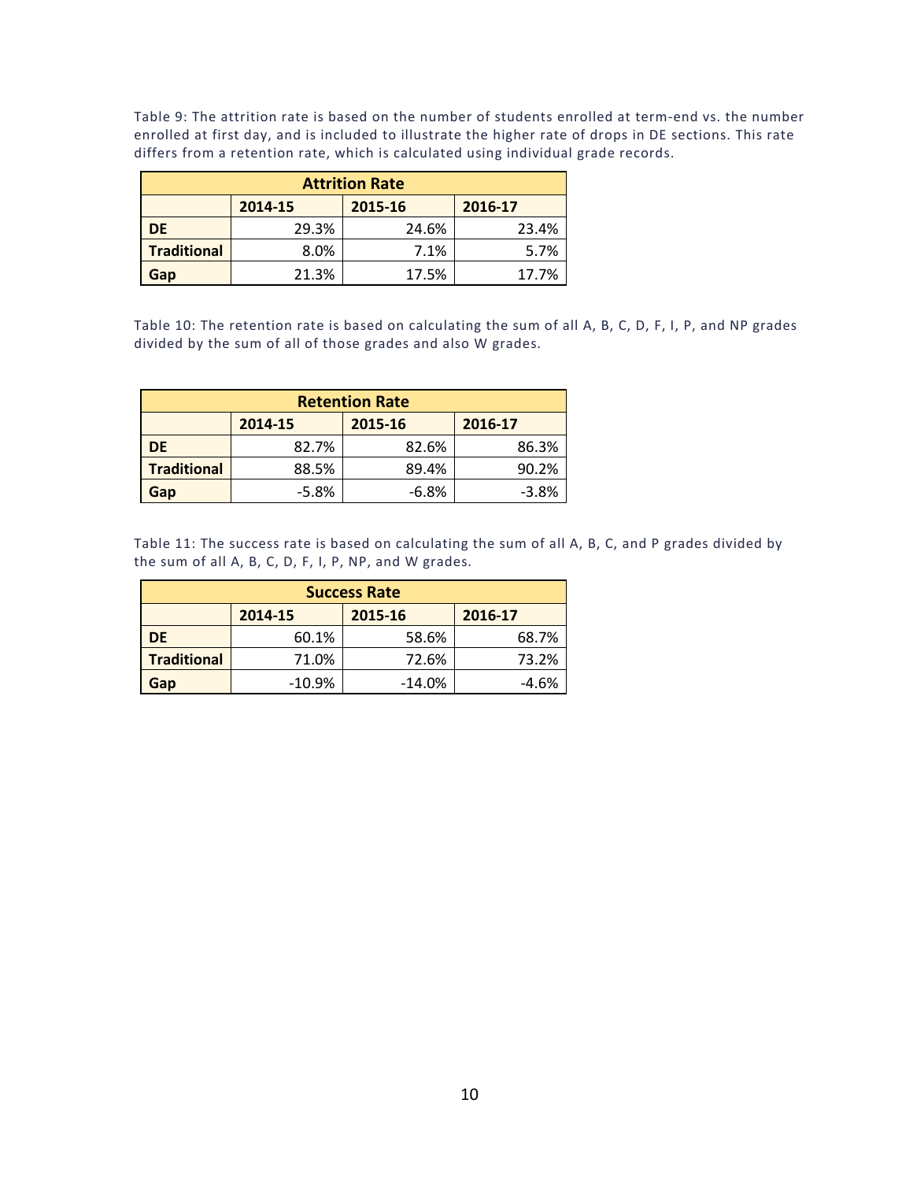Table 9: The attrition rate is based on the number of students enrolled at term-end vs. the number enrolled at first day, and is included to illustrate the higher rate of drops in DE sections. This rate differs from a retention rate, which is calculated using individual grade records.

| Attrition Rate | | | |
|---|---|---|---|
| | 2014-15 | 2015-16 | 2016-17 |
| DE | 29.3% | 24.6% | 23.4% |
| Traditional | 8.0% | 7.1% | 5.7% |
| Gap | 21.3% | 17.5% | 17.7% |

Table 10: The retention rate is based on calculating the sum of all A, B, C, D, F, I, P, and NP grades divided by the sum of all of those grades and also W grades.

| Retention Rate | | | |
|---|---|---|---|
| | 2014-15 | 2015-16 | 2016-17 |
| DE | 82.7% | 82.6% | 86.3% |
| Traditional | 88.5% | 89.4% | 90.2% |
| Gap | -5.8% | -6.8% | -3.8% |

Table 11: The success rate is based on calculating the sum of all A, B, C, and P grades divided by the sum of all A, B, C, D, F, I, P, NP, and W grades.

| Success Rate | | | |
|---|---|---|---|
| | 2014-15 | 2015-16 | 2016-17 |
| DE | 60.1% | 58.6% | 68.7% |
| Traditional | 71.0% | 72.6% | 73.2% |
| Gap | -10.9% | -14.0% | -4.6% |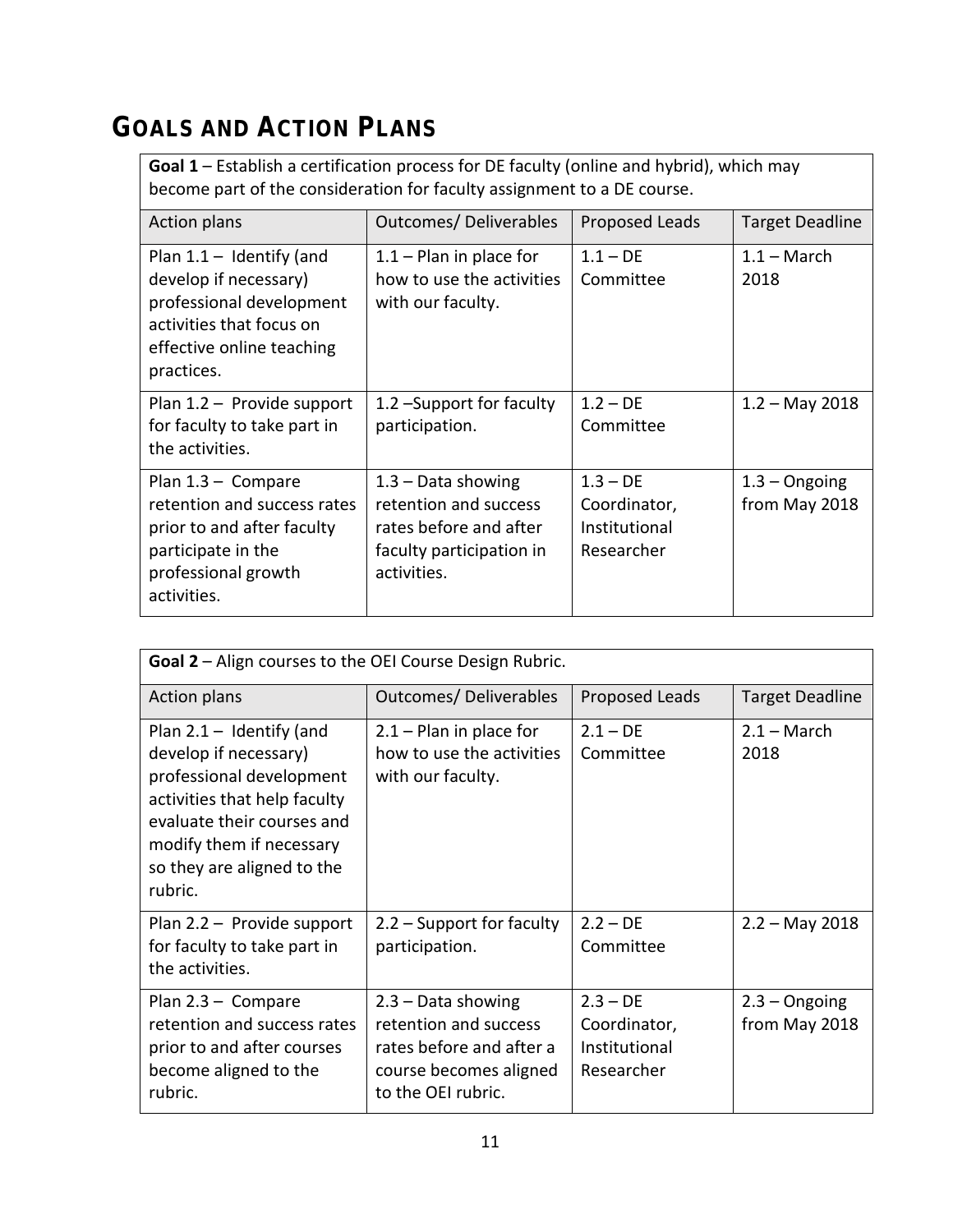# GOALS AND ACTION PLANS

| **Goal 1** – Establish a certification process for DE faculty (online and hybrid), which may become part of the consideration for faculty assignment to a DE course. | | | |
|---|---|---|---|
| Action plans | Outcomes/ Deliverables | Proposed Leads | Target Deadline |
| Plan 1.1 – Identify (and develop if necessary) professional development activities that focus on effective online teaching practices. | 1.1 – Plan in place for how to use the activities with our faculty. | 1.1 – DE Committee | 1.1 – March 2018 |
| Plan 1.2 – Provide support for faculty to take part in the activities. | 1.2 –Support for faculty participation. | 1.2 – DE Committee | 1.2 – May 2018 |
| Plan 1.3 – Compare retention and success rates prior to and after faculty participate in the professional growth activities. | 1.3 – Data showing retention and success rates before and after faculty participation in activities. | 1.3 – DE Coordinator, Institutional Researcher | 1.3 – Ongoing from May 2018 |

| **Goal 2** – Align courses to the OEI Course Design Rubric. | | | |
|---|---|---|---|
| Action plans | Outcomes/ Deliverables | Proposed Leads | Target Deadline |
| Plan 2.1 – Identify (and develop if necessary) professional development activities that help faculty evaluate their courses and modify them if necessary so they are aligned to the rubric. | 2.1 – Plan in place for how to use the activities with our faculty. | 2.1 – DE Committee | 2.1 – March 2018 |
| Plan 2.2 – Provide support for faculty to take part in the activities. | 2.2 – Support for faculty participation. | 2.2 – DE Committee | 2.2 – May 2018 |
| Plan 2.3 – Compare retention and success rates prior to and after courses become aligned to the rubric. | 2.3 – Data showing retention and success rates before and after a course becomes aligned to the OEI rubric. | 2.3 – DE Coordinator, Institutional Researcher | 2.3 – Ongoing from May 2018 |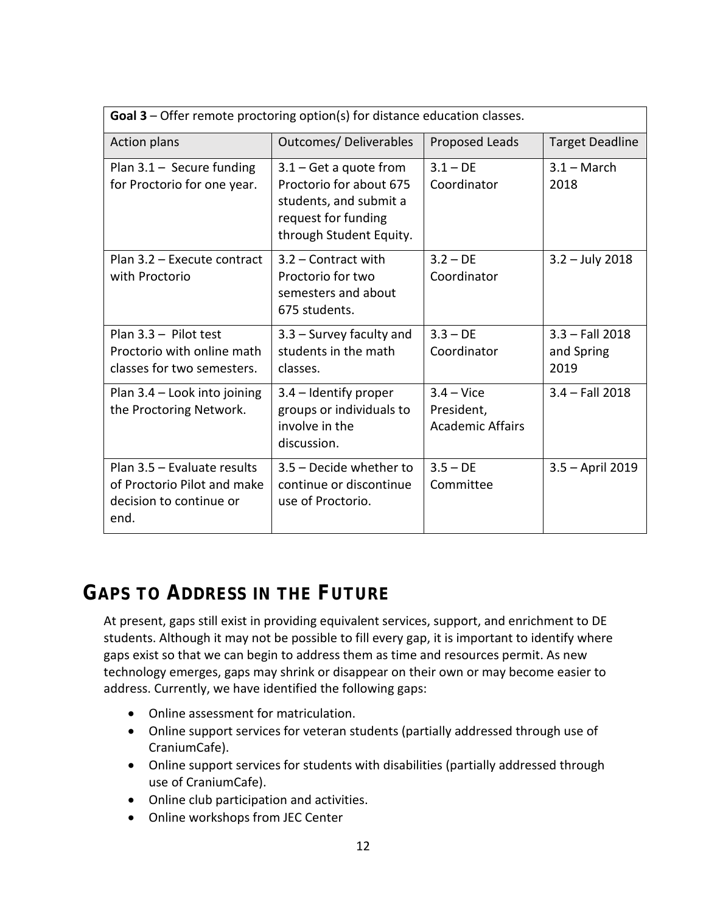| **Goal 3** – Offer remote proctoring option(s) for distance education classes. | | | |
| --- | --- | --- | --- |
| Action plans | Outcomes/ Deliverables | Proposed Leads | Target Deadline |
| Plan 3.1 – Secure funding for Proctorio for one year. | 3.1 – Get a quote from Proctorio for about 675 students, and submit a request for funding through Student Equity. | 3.1 – DE Coordinator | 3.1 – March 2018 |
| Plan 3.2 – Execute contract with Proctorio | 3.2 – Contract with Proctorio for two semesters and about 675 students. | 3.2 – DE Coordinator | 3.2 – July 2018 |
| Plan 3.3 – Pilot test Proctorio with online math classes for two semesters. | 3.3 – Survey faculty and students in the math classes. | 3.3 – DE Coordinator | 3.3 – Fall 2018 and Spring 2019 |
| Plan 3.4 – Look into joining the Proctoring Network. | 3.4 – Identify proper groups or individuals to involve in the discussion. | 3.4 – Vice President, Academic Affairs | 3.4 – Fall 2018 |
| Plan 3.5 – Evaluate results of Proctorio Pilot and make decision to continue or end. | 3.5 – Decide whether to continue or discontinue use of Proctorio. | 3.5 – DE Committee | 3.5 – April 2019 |

# Gaps to Address in the Future

At present, gaps still exist in providing equivalent services, support, and enrichment to DE students. Although it may not be possible to fill every gap, it is important to identify where gaps exist so that we can begin to address them as time and resources permit. As new technology emerges, gaps may shrink or disappear on their own or may become easier to address. Currently, we have identified the following gaps:

- Online assessment for matriculation.
- Online support services for veteran students (partially addressed through use of CraniumCafe).
- Online support services for students with disabilities (partially addressed through use of CraniumCafe).
- Online club participation and activities.
- Online workshops from JEC Center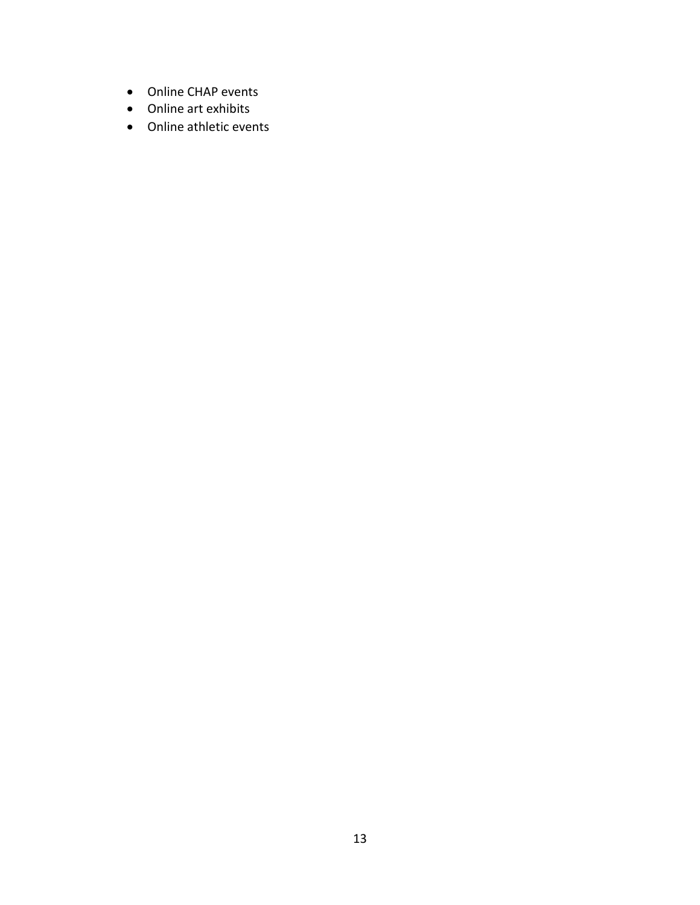- Online CHAP events
- Online art exhibits
- Online athletic events